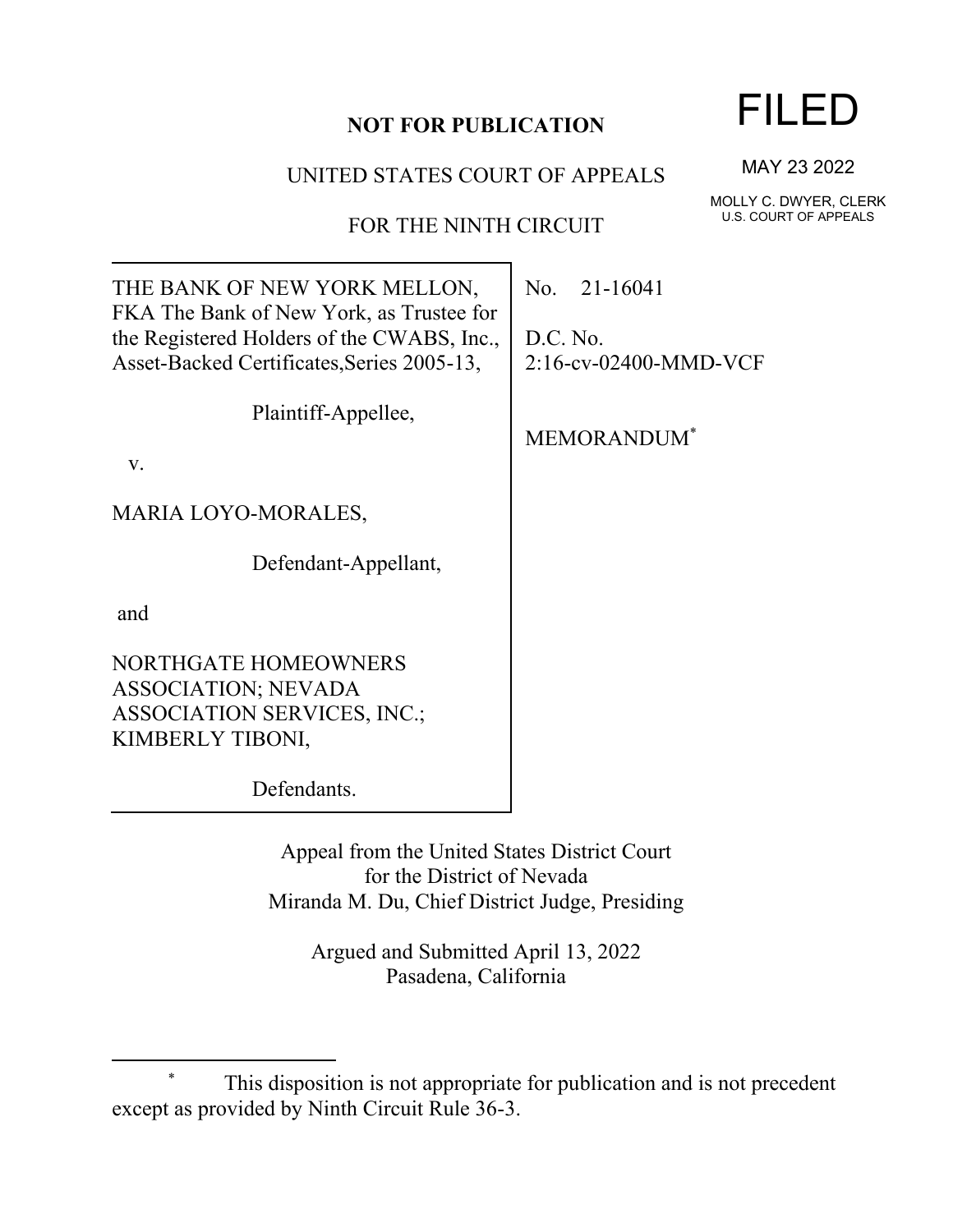**NOT FOR PUBLICATION**

UNITED STATES COURT OF APPEALS

FOR THE NINTH CIRCUIT

FILED

MAY 23 2022

MOLLY C. DWYER, CLERK
U.S. COURT OF APPEALS

THE BANK OF NEW YORK MELLON, FKA The Bank of New York, as Trustee for the Registered Holders of the CWABS, Inc., Asset-Backed Certificates,Series 2005-13,

Plaintiff-Appellee,

v.

MARIA LOYO-MORALES,

Defendant-Appellant,

and

NORTHGATE HOMEOWNERS ASSOCIATION; NEVADA ASSOCIATION SERVICES, INC.; KIMBERLY TIBONI,

Defendants.

No. 21-16041

D.C. No.
2:16-cv-02400-MMD-VCF

MEMORANDUM[*]

Appeal from the United States District Court
for the District of Nevada
Miranda M. Du, Chief District Judge, Presiding

Argued and Submitted April 13, 2022
Pasadena, California

---

[*] This disposition is not appropriate for publication and is not precedent except as provided by Ninth Circuit Rule 36-3.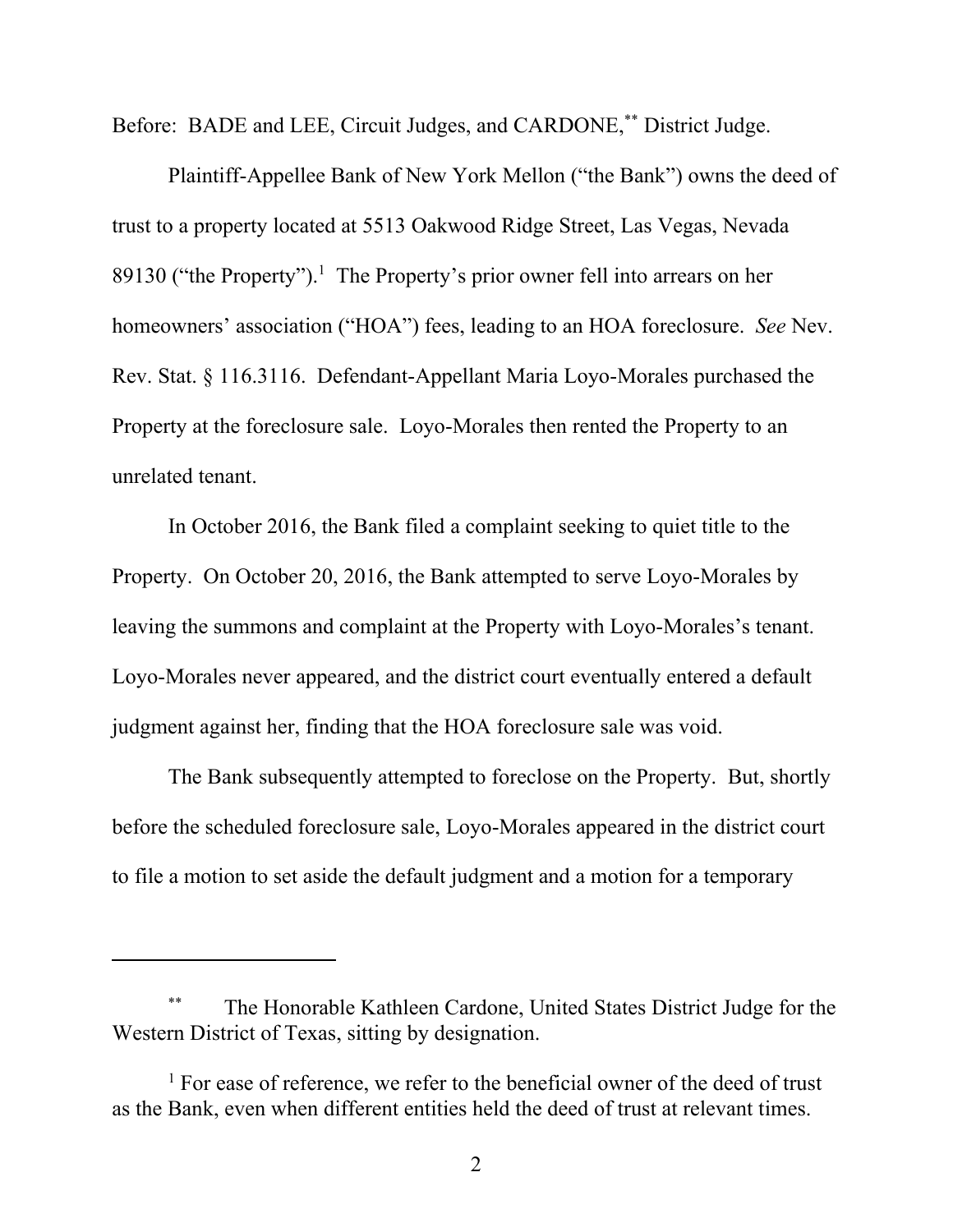Before: BADE and LEE, Circuit Judges, and CARDONE,[**] District Judge.

Plaintiff-Appellee Bank of New York Mellon ("the Bank") owns the deed of trust to a property located at 5513 Oakwood Ridge Street, Las Vegas, Nevada 89130 ("the Property").[1] The Property's prior owner fell into arrears on her homeowners' association ("HOA") fees, leading to an HOA foreclosure. *See* Nev. Rev. Stat. § 116.3116. Defendant-Appellant Maria Loyo-Morales purchased the Property at the foreclosure sale. Loyo-Morales then rented the Property to an unrelated tenant.

In October 2016, the Bank filed a complaint seeking to quiet title to the Property. On October 20, 2016, the Bank attempted to serve Loyo-Morales by leaving the summons and complaint at the Property with Loyo-Morales's tenant. Loyo-Morales never appeared, and the district court eventually entered a default judgment against her, finding that the HOA foreclosure sale was void.

The Bank subsequently attempted to foreclose on the Property. But, shortly before the scheduled foreclosure sale, Loyo-Morales appeared in the district court to file a motion to set aside the default judgment and a motion for a temporary

---

[**] The Honorable Kathleen Cardone, United States District Judge for the Western District of Texas, sitting by designation.

[1] For ease of reference, we refer to the beneficial owner of the deed of trust as the Bank, even when different entities held the deed of trust at relevant times.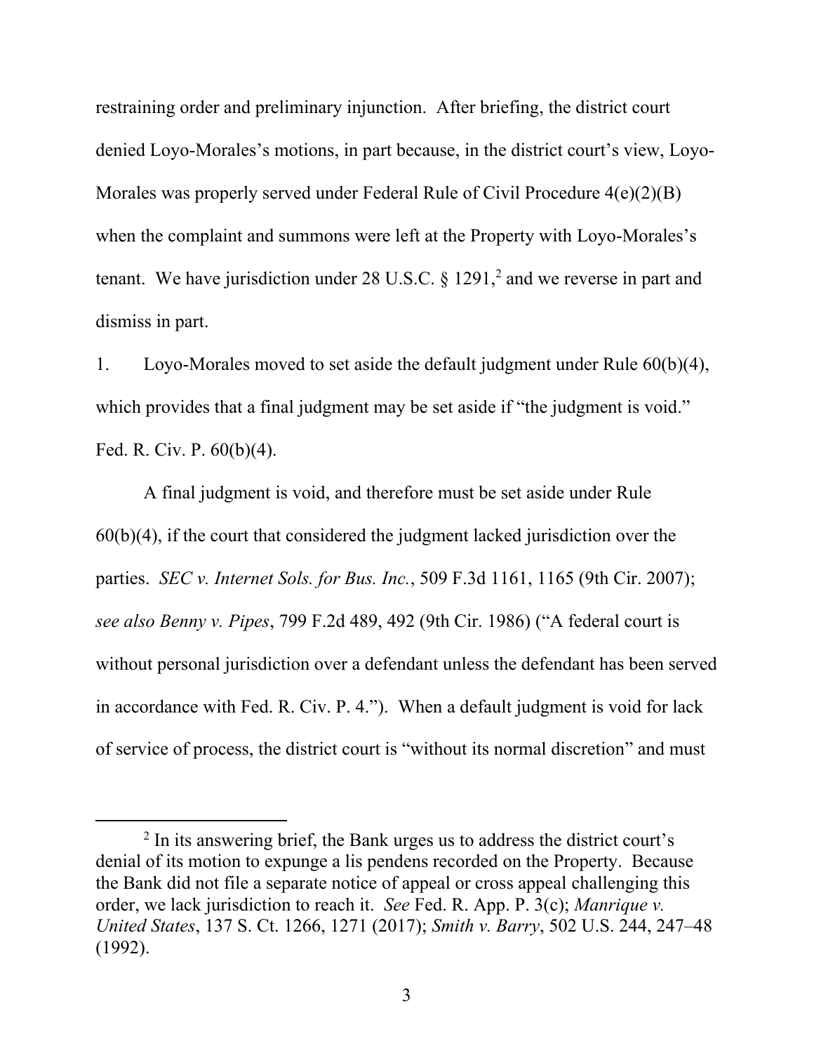restraining order and preliminary injunction. After briefing, the district court denied Loyo-Morales's motions, in part because, in the district court's view, Loyo-Morales was properly served under Federal Rule of Civil Procedure 4(e)(2)(B) when the complaint and summons were left at the Property with Loyo-Morales's tenant. We have jurisdiction under 28 U.S.C. § 1291,[2] and we reverse in part and dismiss in part.

1. Loyo-Morales moved to set aside the default judgment under Rule 60(b)(4), which provides that a final judgment may be set aside if "the judgment is void." Fed. R. Civ. P. 60(b)(4).

A final judgment is void, and therefore must be set aside under Rule 60(b)(4), if the court that considered the judgment lacked jurisdiction over the parties. *SEC v. Internet Sols. for Bus. Inc.*, 509 F.3d 1161, 1165 (9th Cir. 2007); *see also Benny v. Pipes*, 799 F.2d 489, 492 (9th Cir. 1986) ("A federal court is without personal jurisdiction over a defendant unless the defendant has been served in accordance with Fed. R. Civ. P. 4."). When a default judgment is void for lack of service of process, the district court is "without its normal discretion" and must

[2] In its answering brief, the Bank urges us to address the district court's denial of its motion to expunge a lis pendens recorded on the Property. Because the Bank did not file a separate notice of appeal or cross appeal challenging this order, we lack jurisdiction to reach it. *See* Fed. R. App. P. 3(c); *Manrique v. United States*, 137 S. Ct. 1266, 1271 (2017); *Smith v. Barry*, 502 U.S. 244, 247–48 (1992).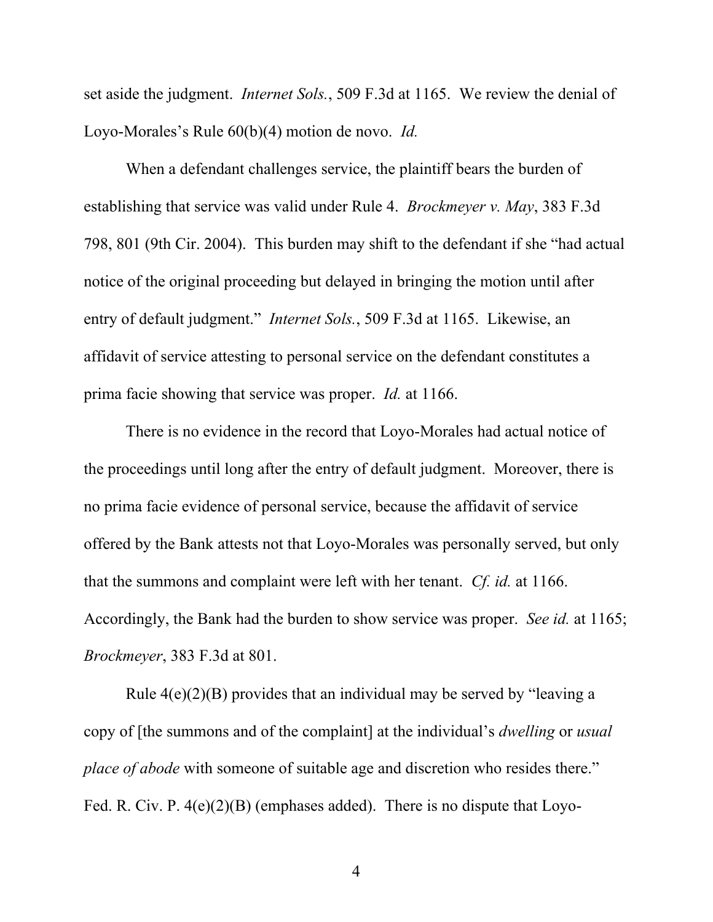set aside the judgment. *Internet Sols.*, 509 F.3d at 1165. We review the denial of Loyo-Morales's Rule 60(b)(4) motion de novo. *Id.*

When a defendant challenges service, the plaintiff bears the burden of establishing that service was valid under Rule 4. *Brockmeyer v. May*, 383 F.3d 798, 801 (9th Cir. 2004). This burden may shift to the defendant if she "had actual notice of the original proceeding but delayed in bringing the motion until after entry of default judgment." *Internet Sols.*, 509 F.3d at 1165. Likewise, an affidavit of service attesting to personal service on the defendant constitutes a prima facie showing that service was proper. *Id.* at 1166.

There is no evidence in the record that Loyo-Morales had actual notice of the proceedings until long after the entry of default judgment. Moreover, there is no prima facie evidence of personal service, because the affidavit of service offered by the Bank attests not that Loyo-Morales was personally served, but only that the summons and complaint were left with her tenant. *Cf. id.* at 1166. Accordingly, the Bank had the burden to show service was proper. *See id.* at 1165; *Brockmeyer*, 383 F.3d at 801.

Rule 4(e)(2)(B) provides that an individual may be served by "leaving a copy of [the summons and of the complaint] at the individual's *dwelling* or *usual place of abode* with someone of suitable age and discretion who resides there." Fed. R. Civ. P. 4(e)(2)(B) (emphases added). There is no dispute that Loyo-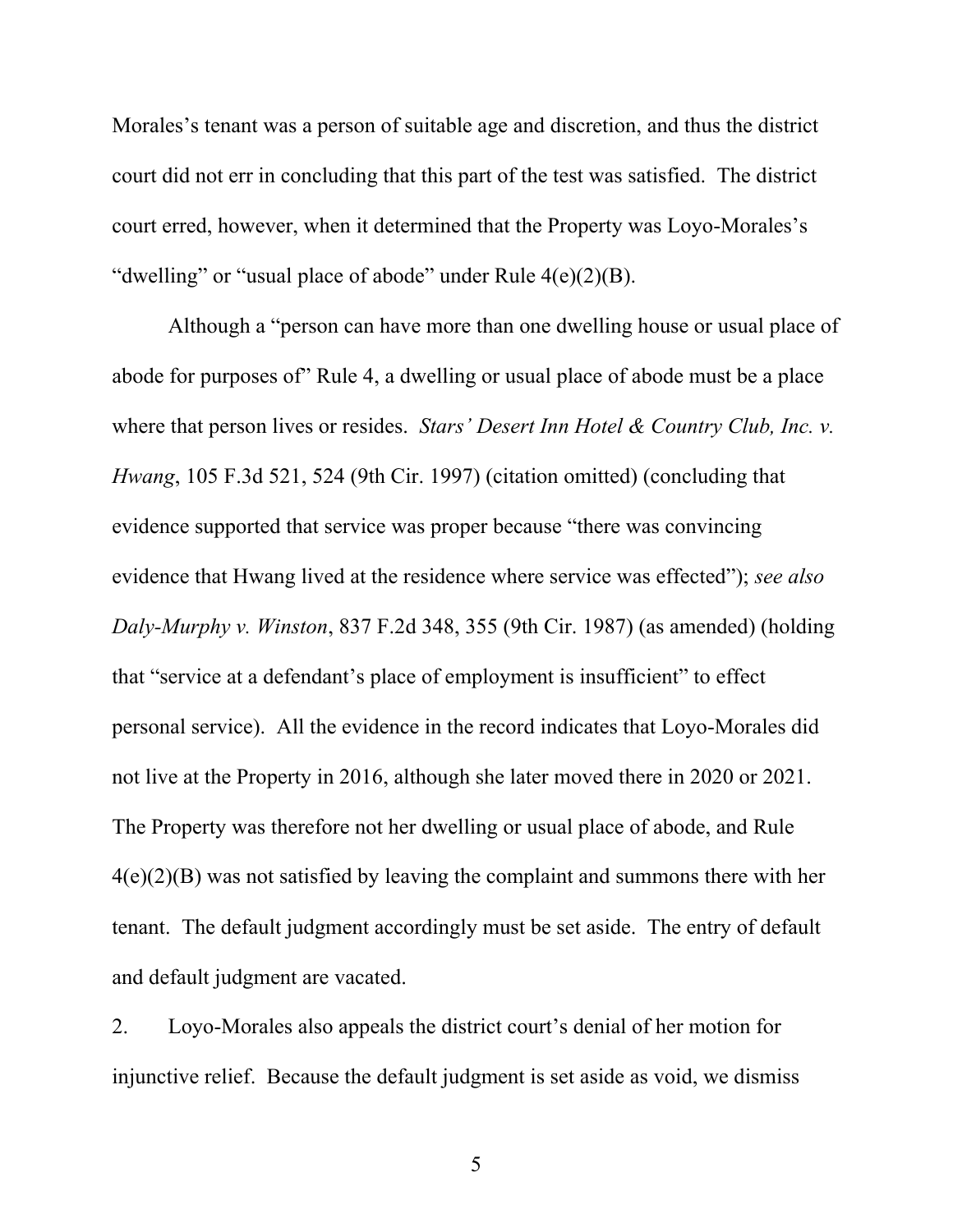Morales's tenant was a person of suitable age and discretion, and thus the district court did not err in concluding that this part of the test was satisfied. The district court erred, however, when it determined that the Property was Loyo-Morales's "dwelling" or "usual place of abode" under Rule 4(e)(2)(B).

Although a "person can have more than one dwelling house or usual place of abode for purposes of" Rule 4, a dwelling or usual place of abode must be a place where that person lives or resides. *Stars' Desert Inn Hotel & Country Club, Inc. v. Hwang*, 105 F.3d 521, 524 (9th Cir. 1997) (citation omitted) (concluding that evidence supported that service was proper because "there was convincing evidence that Hwang lived at the residence where service was effected"); *see also Daly-Murphy v. Winston*, 837 F.2d 348, 355 (9th Cir. 1987) (as amended) (holding that "service at a defendant's place of employment is insufficient" to effect personal service). All the evidence in the record indicates that Loyo-Morales did not live at the Property in 2016, although she later moved there in 2020 or 2021. The Property was therefore not her dwelling or usual place of abode, and Rule 4(e)(2)(B) was not satisfied by leaving the complaint and summons there with her tenant. The default judgment accordingly must be set aside. The entry of default and default judgment are vacated.

2. Loyo-Morales also appeals the district court's denial of her motion for injunctive relief. Because the default judgment is set aside as void, we dismiss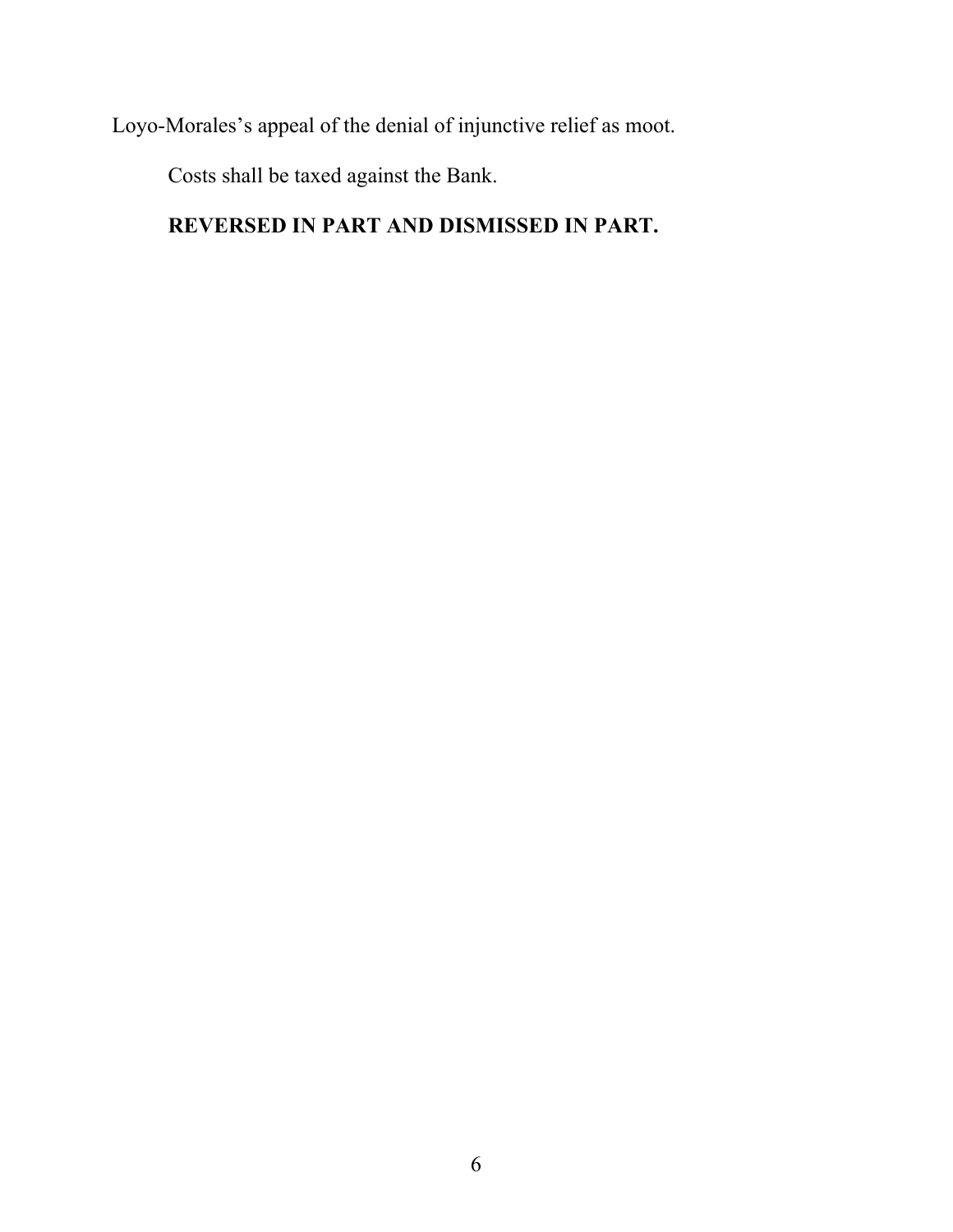Loyo-Morales's appeal of the denial of injunctive relief as moot.

Costs shall be taxed against the Bank.

**REVERSED IN PART AND DISMISSED IN PART.**